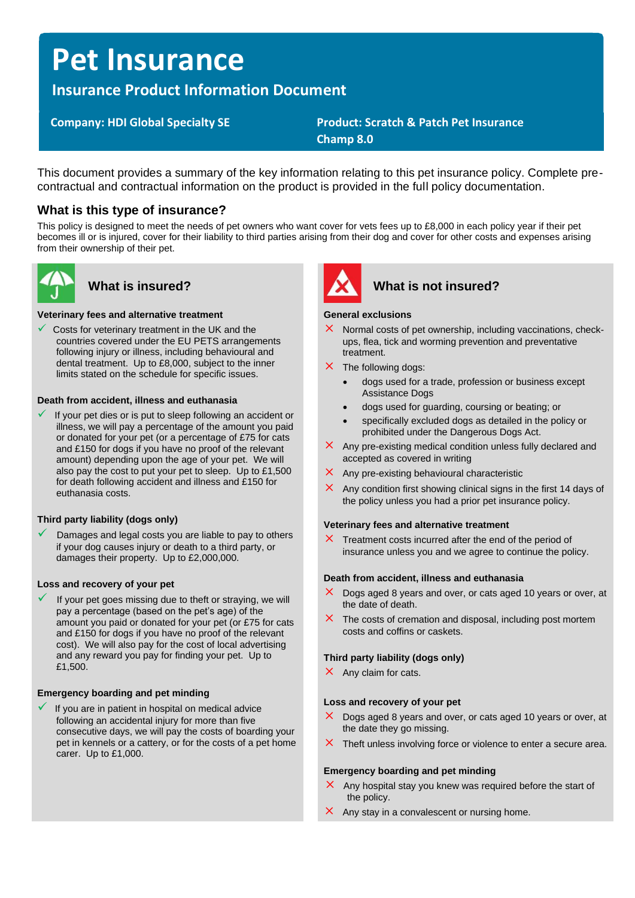# Pet Insurance

## Insurance Product Information Document

**Company: HDI Global Specialty SE**

**Product: Scratch & Patch Pet Insurance Champ 8.0**

This document provides a summary of the key information relating to this pet insurance policy. Complete pre-contractual and contractual information on the product is provided in the full policy documentation.

### What is this type of insurance?

This policy is designed to meet the needs of pet owners who want cover for vets fees up to £8,000 in each policy year if their pet becomes ill or is injured, cover for their liability to third parties arising from their dog and cover for other costs and expenses arising from their ownership of their pet.

### What is insured?

**Veterinary fees and alternative treatment**

- ✓ Costs for veterinary treatment in the UK and the countries covered under the EU PETS arrangements following injury or illness, including behavioural and dental treatment. Up to £8,000, subject to the inner limits stated on the schedule for specific issues.

**Death from accident, illness and euthanasia**

- ✓ If your pet dies or is put to sleep following an accident or illness, we will pay a percentage of the amount you paid or donated for your pet (or a percentage of £75 for cats and £150 for dogs if you have no proof of the relevant amount) depending upon the age of your pet. We will also pay the cost to put your pet to sleep. Up to £1,500 for death following accident and illness and £150 for euthanasia costs.

**Third party liability (dogs only)**

- ✓ Damages and legal costs you are liable to pay to others if your dog causes injury or death to a third party, or damages their property. Up to £2,000,000.

**Loss and recovery of your pet**

- ✓ If your pet goes missing due to theft or straying, we will pay a percentage (based on the pet's age) of the amount you paid or donated for your pet (or £75 for cats and £150 for dogs if you have no proof of the relevant cost). We will also pay for the cost of local advertising and any reward you pay for finding your pet. Up to £1,500.

**Emergency boarding and pet minding**

- ✓ If you are in patient in hospital on medical advice following an accidental injury for more than five consecutive days, we will pay the costs of boarding your pet in kennels or a cattery, or for the costs of a pet home carer. Up to £1,000.

### What is not insured?

**General exclusions**

- ✗ Normal costs of pet ownership, including vaccinations, check-ups, flea, tick and worming prevention and preventative treatment.
- ✗ The following dogs:
  - dogs used for a trade, profession or business except Assistance Dogs
  - dogs used for guarding, coursing or beating; or
  - specifically excluded dogs as detailed in the policy or prohibited under the Dangerous Dogs Act.
- ✗ Any pre-existing medical condition unless fully declared and accepted as covered in writing
- ✗ Any pre-existing behavioural characteristic
- ✗ Any condition first showing clinical signs in the first 14 days of the policy unless you had a prior pet insurance policy.

**Veterinary fees and alternative treatment**

- ✗ Treatment costs incurred after the end of the period of insurance unless you and we agree to continue the policy.

**Death from accident, illness and euthanasia**

- ✗ Dogs aged 8 years and over, or cats aged 10 years or over, at the date of death.
- ✗ The costs of cremation and disposal, including post mortem costs and coffins or caskets.

**Third party liability (dogs only)**

- ✗ Any claim for cats.

**Loss and recovery of your pet**

- ✗ Dogs aged 8 years and over, or cats aged 10 years or over, at the date they go missing.
- ✗ Theft unless involving force or violence to enter a secure area.

**Emergency boarding and pet minding**

- ✗ Any hospital stay you knew was required before the start of the policy.
- ✗ Any stay in a convalescent or nursing home.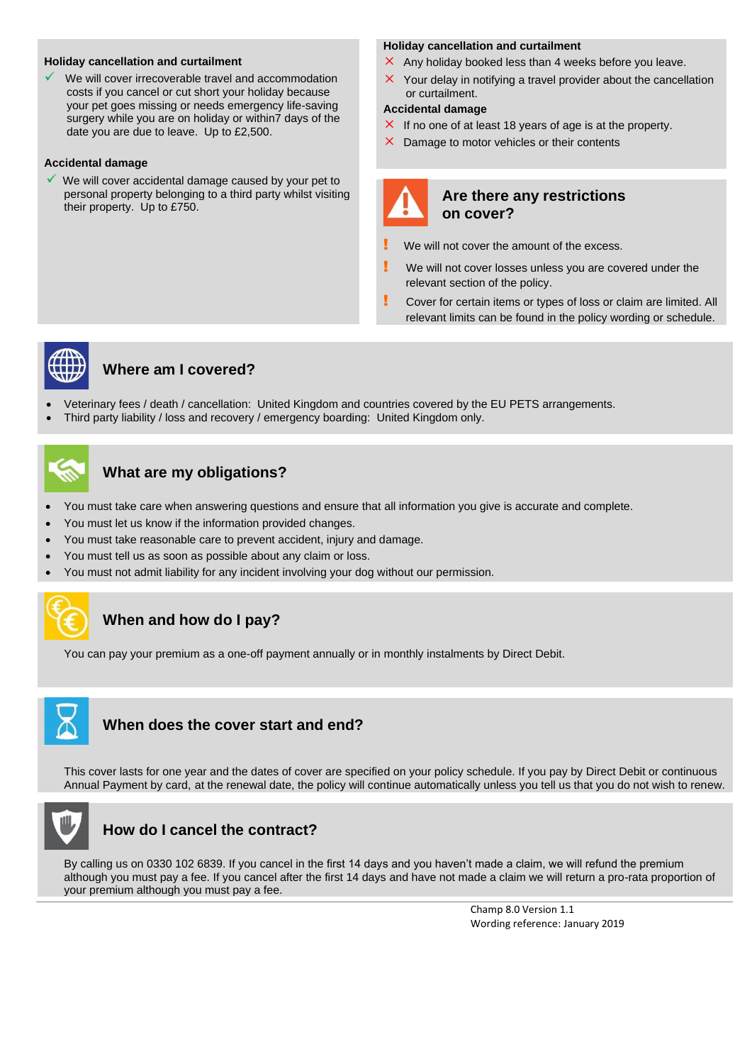**Holiday cancellation and curtailment**

✓ We will cover irrecoverable travel and accommodation costs if you cancel or cut short your holiday because your pet goes missing or needs emergency life-saving surgery while you are on holiday or within7 days of the date you are due to leave. Up to £2,500.

**Accidental damage**

✓ We will cover accidental damage caused by your pet to personal property belonging to a third party whilst visiting their property. Up to £750.

**Holiday cancellation and curtailment**

✗ Any holiday booked less than 4 weeks before you leave.

✗ Your delay in notifying a travel provider about the cancellation or curtailment.

**Accidental damage**

✗ If no one of at least 18 years of age is at the property.

✗ Damage to motor vehicles or their contents

## Are there any restrictions on cover?

! We will not cover the amount of the excess.

! We will not cover losses unless you are covered under the relevant section of the policy.

! Cover for certain items or types of loss or claim are limited. All relevant limits can be found in the policy wording or schedule.

## Where am I covered?

- Veterinary fees / death / cancellation: United Kingdom and countries covered by the EU PETS arrangements.
- Third party liability / loss and recovery / emergency boarding: United Kingdom only.

## What are my obligations?

- You must take care when answering questions and ensure that all information you give is accurate and complete.
- You must let us know if the information provided changes.
- You must take reasonable care to prevent accident, injury and damage.
- You must tell us as soon as possible about any claim or loss.
- You must not admit liability for any incident involving your dog without our permission.

## When and how do I pay?

You can pay your premium as a one-off payment annually or in monthly instalments by Direct Debit.

## When does the cover start and end?

This cover lasts for one year and the dates of cover are specified on your policy schedule. If you pay by Direct Debit or continuous Annual Payment by card, at the renewal date, the policy will continue automatically unless you tell us that you do not wish to renew.

## How do I cancel the contract?

By calling us on 0330 102 6839. If you cancel in the first 14 days and you haven't made a claim, we will refund the premium although you must pay a fee. If you cancel after the first 14 days and have not made a claim we will return a pro-rata proportion of your premium although you must pay a fee.

Champ 8.0 Version 1.1
Wording reference: January 2019